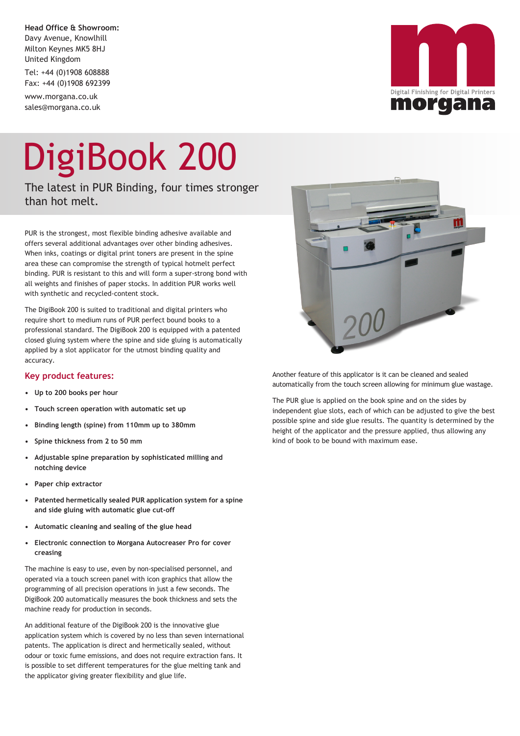**Head Office & Showroom:**
Davy Avenue, Knowlhill
Milton Keynes MK5 8HJ
United Kingdom

Tel: +44 (0)1908 608888
Fax: +44 (0)1908 692399

www.morgana.co.uk
sales@morgana.co.uk

Digital Finishing for Digital Printers
morgana

# DigiBook 200

The latest in PUR Binding, four times stronger than hot melt.

PUR is the strongest, most flexible binding adhesive available and offers several additional advantages over other binding adhesives. When inks, coatings or digital print toners are present in the spine area these can compromise the strength of typical hotmelt perfect binding. PUR is resistant to this and will form a super-strong bond with all weights and finishes of paper stocks. In addition PUR works well with synthetic and recycled-content stock.

The DigiBook 200 is suited to traditional and digital printers who require short to medium runs of PUR perfect bound books to a professional standard. The DigiBook 200 is equipped with a patented closed gluing system where the spine and side gluing is automatically applied by a slot applicator for the utmost binding quality and accuracy.

## Key product features:

- **Up to 200 books per hour**
- **Touch screen operation with automatic set up**
- **Binding length (spine) from 110mm up to 380mm**
- **Spine thickness from 2 to 50 mm**
- **Adjustable spine preparation by sophisticated milling and notching device**
- **Paper chip extractor**
- **Patented hermetically sealed PUR application system for a spine and side gluing with automatic glue cut-off**
- **Automatic cleaning and sealing of the glue head**
- **Electronic connection to Morgana Autocreaser Pro for cover creasing**

The machine is easy to use, even by non-specialised personnel, and operated via a touch screen panel with icon graphics that allow the programming of all precision operations in just a few seconds. The DigiBook 200 automatically measures the book thickness and sets the machine ready for production in seconds.

An additional feature of the DigiBook 200 is the innovative glue application system which is covered by no less than seven international patents. The application is direct and hermetically sealed, without odour or toxic fume emissions, and does not require extraction fans. It is possible to set different temperatures for the glue melting tank and the applicator giving greater flexibility and glue life.

Another feature of this applicator is it can be cleaned and sealed automatically from the touch screen allowing for minimum glue wastage.

The PUR glue is applied on the book spine and on the sides by independent glue slots, each of which can be adjusted to give the best possible spine and side glue results. The quantity is determined by the height of the applicator and the pressure applied, thus allowing any kind of book to be bound with maximum ease.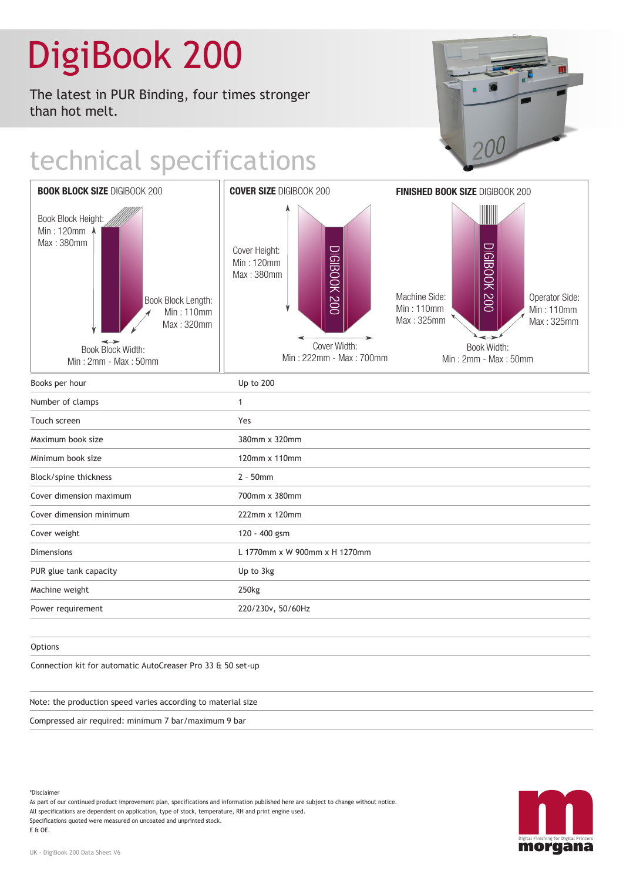# DigiBook 200

The latest in PUR Binding, four times stronger than hot melt.

## technical specifications

**BOOK BLOCK SIZE** DIGIBOOK 200

Book Block Height:
Min : 120mm
Max : 380mm

Book Block Length:
Min : 110mm
Max : 320mm

Book Block Width:
Min : 2mm - Max : 50mm

**COVER SIZE** DIGIBOOK 200

Cover Height:
Min : 120mm
Max : 380mm

DIGIBOOK 200

Cover Width:
Min : 222mm - Max : 700mm

**FINISHED BOOK SIZE** DIGIBOOK 200

Machine Side:
Min : 110mm
Max : 325mm

Operator Side:
Min : 110mm
Max : 325mm

DIGIBOOK 200

Book Width:
Min : 2mm - Max : 50mm

| | |
|---|---|
| Books per hour | Up to 200 |
| Number of clamps | 1 |
| Touch screen | Yes |
| Maximum book size | 380mm x 320mm |
| Minimum book size | 120mm x 110mm |
| Block/spine thickness | 2 - 50mm |
| Cover dimension maximum | 700mm x 380mm |
| Cover dimension minimum | 222mm x 120mm |
| Cover weight | 120 - 400 gsm |
| Dimensions | L 1770mm x W 900mm x H 1270mm |
| PUR glue tank capacity | Up to 3kg |
| Machine weight | 250kg |
| Power requirement | 220/230v, 50/60Hz |

Options

Connection kit for automatic AutoCreaser Pro 33 & 50 set-up

Note: the production speed varies according to material size

Compressed air required: minimum 7 bar/maximum 9 bar

*Disclaimer
As part of our continued product improvement plan, specifications and information published here are subject to change without notice.
All specifications are dependent on application, type of stock, temperature, RH and print engine used.
Specifications quoted were measured on uncoated and unprinted stock.
E & OE.

UK - DigiBook 200 Data Sheet V6

Digital Finishing for Digital Printers
morgana